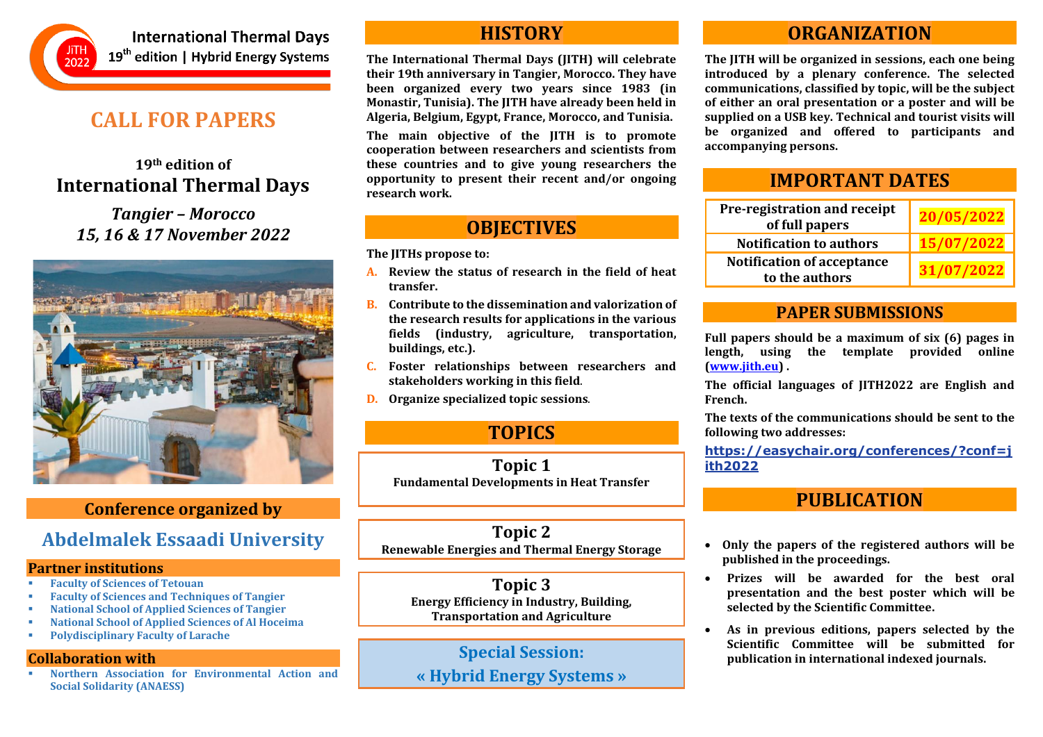International Thermal Days
19th edition | Hybrid Energy Systems

# CALL FOR PAPERS

## 19th edition of International Thermal Days

*Tangier – Morocco*
*15, 16 & 17 November 2022*

## Conference organized by

### Abdelmalek Essaadi University

**Partner institutions**

- Faculty of Sciences of Tetouan
- Faculty of Sciences and Techniques of Tangier
- National School of Applied Sciences of Tangier
- National School of Applied Sciences of Al Hoceima
- Polydisciplinary Faculty of Larache

**Collaboration with**

- Northern Association for Environmental Action and Social Solidarity (ANAESS)

## HISTORY

**The International Thermal Days (JITH) will celebrate their 19th anniversary in Tangier, Morocco. They have been organized every two years since 1983 (in Monastir, Tunisia). The JITH have already been held in Algeria, Belgium, Egypt, France, Morocco, and Tunisia.**

**The main objective of the JITH is to promote cooperation between researchers and scientists from these countries and to give young researchers the opportunity to present their recent and/or ongoing research work.**

## OBJECTIVES

**The JITHs propose to:**

A. **Review the status of research in the field of heat transfer.**
B. **Contribute to the dissemination and valorization of the research results for applications in the various fields (industry, agriculture, transportation, buildings, etc.).**
C. **Foster relationships between researchers and stakeholders working in this field.**
D. **Organize specialized topic sessions.**

## TOPICS

**Topic 1**
**Fundamental Developments in Heat Transfer**

**Topic 2**
**Renewable Energies and Thermal Energy Storage**

**Topic 3**
**Energy Efficiency in Industry, Building, Transportation and Agriculture**

**Special Session:**
**« Hybrid Energy Systems »**

## ORGANIZATION

**The JITH will be organized in sessions, each one being introduced by a plenary conference. The selected communications, classified by topic, will be the subject of either an oral presentation or a poster and will be supplied on a USB key. Technical and tourist visits will be organized and offered to participants and accompanying persons.**

## IMPORTANT DATES

| Pre-registration and receipt of full papers | 20/05/2022 |
| --- | --- |
| Notification to authors | 15/07/2022 |
| Notification of acceptance to the authors | 31/07/2022 |

## PAPER SUBMISSIONS

**Full papers should be a maximum of six (6) pages in length, using the template provided online (www.jith.eu) .**

**The official languages of JITH2022 are English and French.**

**The texts of the communications should be sent to the following two addresses:**

**https://easychair.org/conferences/?conf=jith2022**

## PUBLICATION

- **Only the papers of the registered authors will be published in the proceedings.**
- **Prizes will be awarded for the best oral presentation and the best poster which will be selected by the Scientific Committee.**
- **As in previous editions, papers selected by the Scientific Committee will be submitted for publication in international indexed journals.**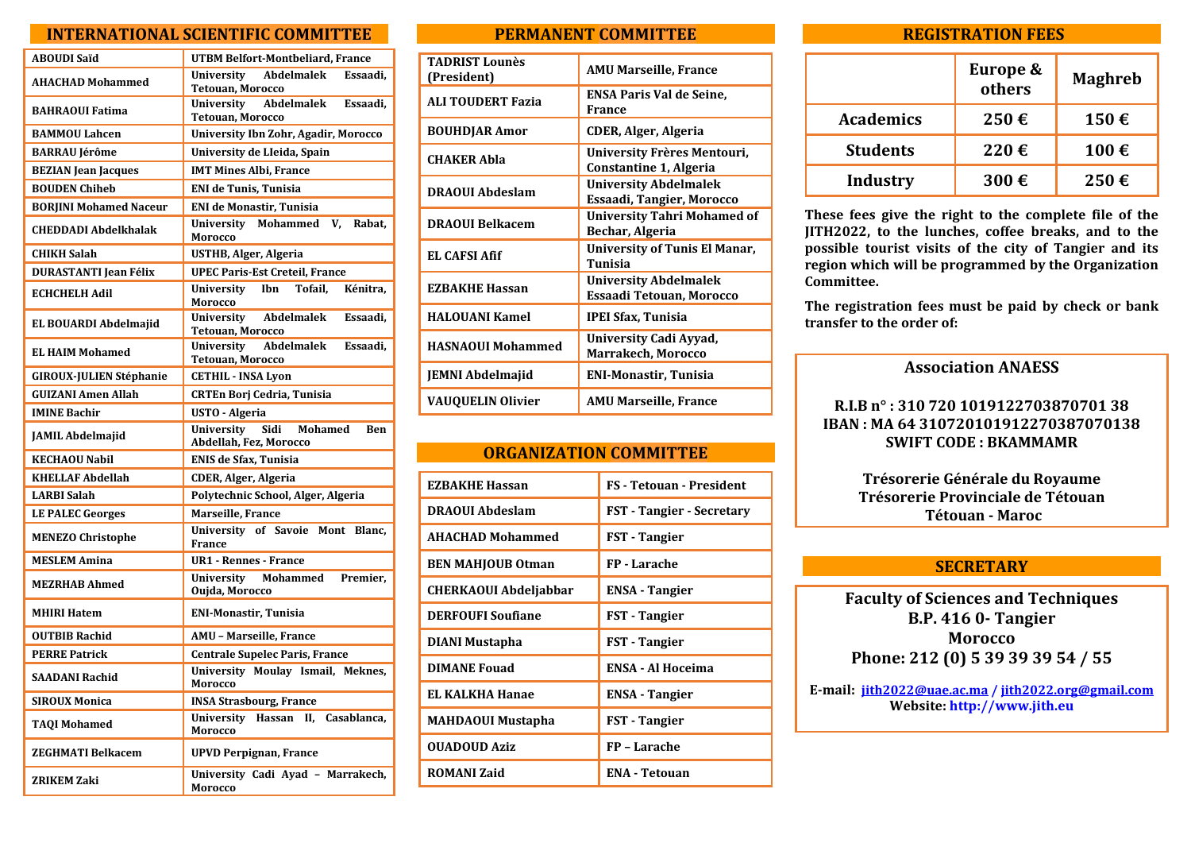## INTERNATIONAL SCIENTIFIC COMMITTEE

| | |
|---|---|
| ABOUDI Saïd | UTBM Belfort-Montbeliard, France |
| AHACHAD Mohammed | University Abdelmalek Essaadi, Tetouan, Morocco |
| BAHRAOUI Fatima | University Abdelmalek Essaadi, Tetouan, Morocco |
| BAMMOU Lahcen | University Ibn Zohr, Agadir, Morocco |
| BARRAU Jérôme | University de Lleida, Spain |
| BEZIAN Jean Jacques | IMT Mines Albi, France |
| BOUDEN Chiheb | ENI de Tunis, Tunisia |
| BORJINI Mohamed Naceur | ENI de Monastir, Tunisia |
| CHEDDADI Abdelkhalak | University Mohammed V, Rabat, Morocco |
| CHIKH Salah | USTHB, Alger, Algeria |
| DURASTANTI Jean Félix | UPEC Paris-Est Creteil, France |
| ECHCHELH Adil | University Ibn Tofail, Kénitra, Morocco |
| EL BOUARDI Abdelmajid | University Abdelmalek Essaadi, Tetouan, Morocco |
| EL HAIM Mohamed | University Abdelmalek Essaadi, Tetouan, Morocco |
| GIROUX-JULIEN Stéphanie | CETHIL - INSA Lyon |
| GUIZANI Amen Allah | CRTEn Borj Cedria, Tunisia |
| IMINE Bachir | USTO - Algeria |
| JAMIL Abdelmajid | University Sidi Mohamed Ben Abdellah, Fez, Morocco |
| KECHAOU Nabil | ENIS de Sfax, Tunisia |
| KHELLAF Abdellah | CDER, Alger, Algeria |
| LARBI Salah | Polytechnic School, Alger, Algeria |
| LE PALEC Georges | Marseille, France |
| MENEZO Christophe | University of Savoie Mont Blanc, France |
| MESLEM Amina | UR1 - Rennes - France |
| MEZRHAB Ahmed | University Mohammed Premier, Oujda, Morocco |
| MHIRI Hatem | ENI-Monastir, Tunisia |
| OUTBIB Rachid | AMU – Marseille, France |
| PERRE Patrick | Centrale Supelec Paris, France |
| SAADANI Rachid | University Moulay Ismail, Meknes, Morocco |
| SIROUX Monica | INSA Strasbourg, France |
| TAQI Mohamed | University Hassan II, Casablanca, Morocco |
| ZEGHMATI Belkacem | UPVD Perpignan, France |
| ZRIKEM Zaki | University Cadi Ayad – Marrakech, Morocco |

## PERMANENT COMMITTEE

| | |
|---|---|
| TADRIST Lounès (President) | AMU Marseille, France |
| ALI TOUDERT Fazia | ENSA Paris Val de Seine, France |
| BOUHDJAR Amor | CDER, Alger, Algeria |
| CHAKER Abla | University Frères Mentouri, Constantine 1, Algeria |
| DRAOUI Abdeslam | University Abdelmalek Essaadi, Tangier, Morocco |
| DRAOUI Belkacem | University Tahri Mohamed of Bechar, Algeria |
| EL CAFSI Afif | University of Tunis El Manar, Tunisia |
| EZBAKHE Hassan | University Abdelmalek Essaadi Tetouan, Morocco |
| HALOUANI Kamel | IPEI Sfax, Tunisia |
| HASNAOUI Mohammed | University Cadi Ayyad, Marrakech, Morocco |
| JEMNI Abdelmajid | ENI-Monastir, Tunisia |
| VAUQUELIN Olivier | AMU Marseille, France |

## ORGANIZATION COMMITTEE

| | |
|---|---|
| EZBAKHE Hassan | FS - Tetouan - President |
| DRAOUI Abdeslam | FST - Tangier - Secretary |
| AHACHAD Mohammed | FST - Tangier |
| BEN MAHJOUB Otman | FP - Larache |
| CHERKAOUI Abdeljabbar | ENSA - Tangier |
| DERFOUFI Soufiane | FST - Tangier |
| DIANI Mustapha | FST - Tangier |
| DIMANE Fouad | ENSA - Al Hoceima |
| EL KALKHA Hanae | ENSA - Tangier |
| MAHDAOUI Mustapha | FST - Tangier |
| OUADOUD Aziz | FP – Larache |
| ROMANI Zaid | ENA - Tetouan |

## REGISTRATION FEES

| | Europe & others | Maghreb |
|---|---|---|
| Academics | 250 € | 150 € |
| Students | 220 € | 100 € |
| Industry | 300 € | 250 € |

**These fees give the right to the complete file of the JITH2022, to the lunches, coffee breaks, and to the possible tourist visits of the city of Tangier and its region which will be programmed by the Organization Committee.**

**The registration fees must be paid by check or bank transfer to the order of:**

**Association ANAESS**

**R.I.B n° : 310 720 1019122703870701 38**
**IBAN : MA 64 310720101912270387070138**
**SWIFT CODE : BKAMMAMR**

**Trésorerie Générale du Royaume**
**Trésorerie Provinciale de Tétouan**
**Tétouan - Maroc**

## SECRETARY

**Faculty of Sciences and Techniques**
**B.P. 416 0- Tangier**
**Morocco**
**Phone: 212 (0) 5 39 39 39 54 / 55**

**E-mail:** jith2022@uae.ac.ma / jith2022.org@gmail.com
**Website:** http://www.jith.eu